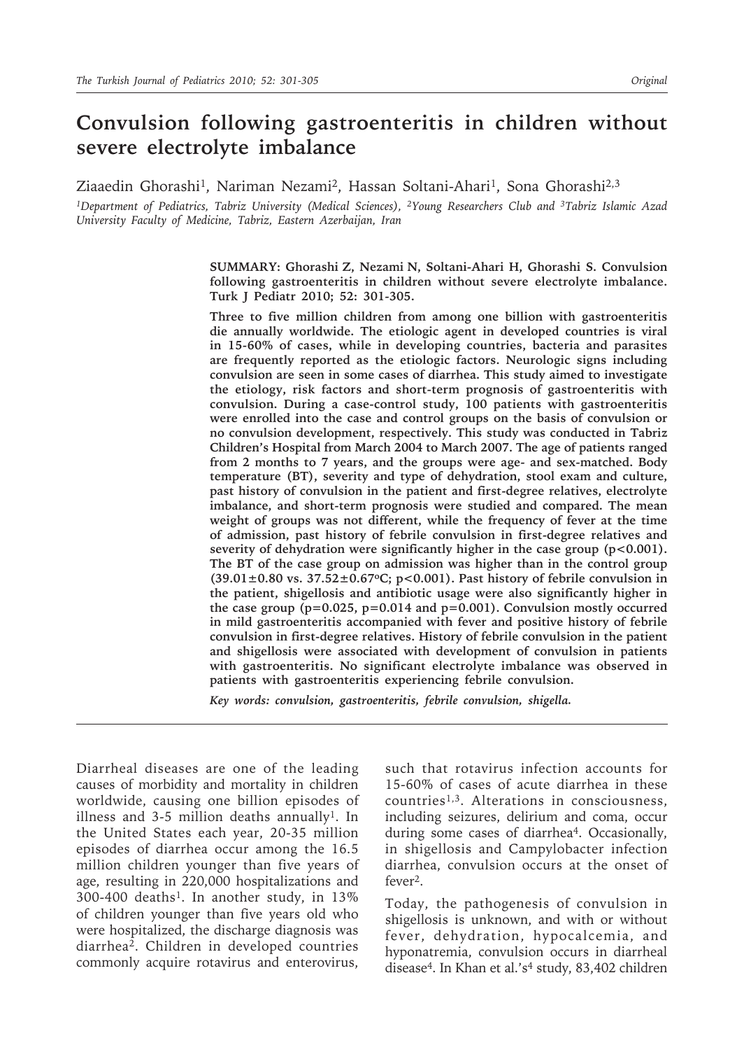# Convulsion following gastroenteritis in children without severe electrolyte imbalance

Ziaaedin Ghorashi[1], Nariman Nezami[2], Hassan Soltani-Ahari[1], Sona Ghorashi[2,3]

[1]*Department of Pediatrics, Tabriz University (Medical Sciences),* [2]*Young Researchers Club and* [3]*Tabriz Islamic Azad University Faculty of Medicine, Tabriz, Eastern Azerbaijan, Iran*

**SUMMARY: Ghorashi Z, Nezami N, Soltani-Ahari H, Ghorashi S. Convulsion following gastroenteritis in children without severe electrolyte imbalance. Turk J Pediatr 2010; 52: 301-305.**

**Three to five million children from among one billion with gastroenteritis die annually worldwide. The etiologic agent in developed countries is viral in 15-60% of cases, while in developing countries, bacteria and parasites are frequently reported as the etiologic factors. Neurologic signs including convulsion are seen in some cases of diarrhea. This study aimed to investigate the etiology, risk factors and short-term prognosis of gastroenteritis with convulsion. During a case-control study, 100 patients with gastroenteritis were enrolled into the case and control groups on the basis of convulsion or no convulsion development, respectively. This study was conducted in Tabriz Children's Hospital from March 2004 to March 2007. The age of patients ranged from 2 months to 7 years, and the groups were age- and sex-matched. Body temperature (BT), severity and type of dehydration, stool exam and culture, past history of convulsion in the patient and first-degree relatives, electrolyte imbalance, and short-term prognosis were studied and compared. The mean weight of groups was not different, while the frequency of fever at the time of admission, past history of febrile convulsion in first-degree relatives and severity of dehydration were significantly higher in the case group ($p<0.001$). The BT of the case group on admission was higher than in the control group ($39.01\pm0.80$ vs. $37.52\pm0.67$°C; $p<0.001$). Past history of febrile convulsion in the patient, shigellosis and antibiotic usage were also significantly higher in the case group ($p=0.025$, $p=0.014$ and $p=0.001$). Convulsion mostly occurred in mild gastroenteritis accompanied with fever and positive history of febrile convulsion in first-degree relatives. History of febrile convulsion in the patient and shigellosis were associated with development of convulsion in patients with gastroenteritis. No significant electrolyte imbalance was observed in patients with gastroenteritis experiencing febrile convulsion.**

*Key words: convulsion, gastroenteritis, febrile convulsion, shigella.*

---

Diarrheal diseases are one of the leading causes of morbidity and mortality in children worldwide, causing one billion episodes of illness and 3-5 million deaths annually[1]. In the United States each year, 20-35 million episodes of diarrhea occur among the 16.5 million children younger than five years of age, resulting in 220,000 hospitalizations and 300-400 deaths[1]. In another study, in 13% of children younger than five years old who were hospitalized, the discharge diagnosis was diarrhea[2]. Children in developed countries commonly acquire rotavirus and enterovirus, such that rotavirus infection accounts for 15-60% of cases of acute diarrhea in these countries[1,3]. Alterations in consciousness, including seizures, delirium and coma, occur during some cases of diarrhea[4]. Occasionally, in shigellosis and Campylobacter infection diarrhea, convulsion occurs at the onset of fever[2].

Today, the pathogenesis of convulsion in shigellosis is unknown, and with or without fever, dehydration, hypocalcemia, and hyponatremia, convulsion occurs in diarrheal disease[4]. In Khan et al.'s[4] study, 83,402 children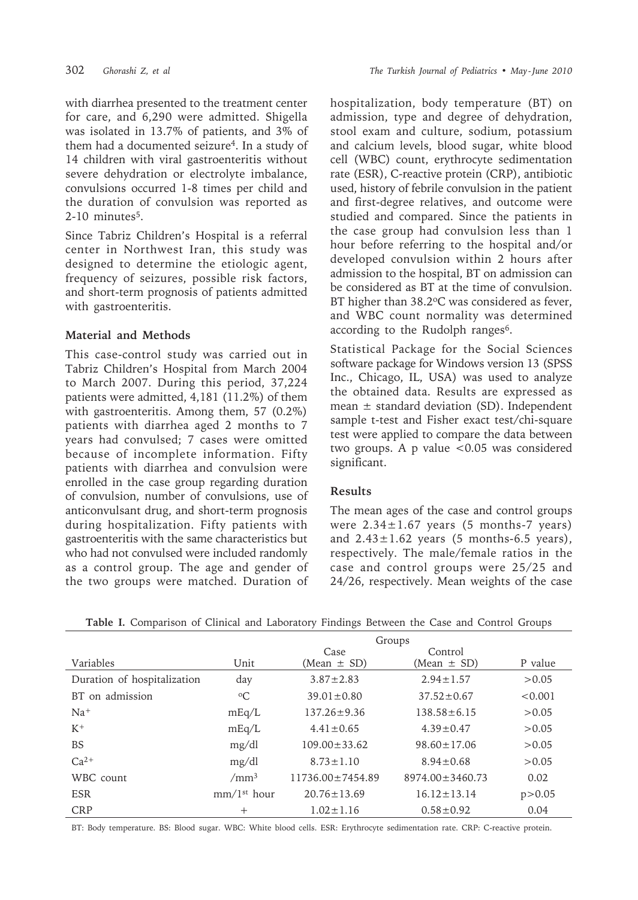with diarrhea presented to the treatment center for care, and 6,290 were admitted. Shigella was isolated in 13.7% of patients, and 3% of them had a documented seizure[4]. In a study of 14 children with viral gastroenteritis without severe dehydration or electrolyte imbalance, convulsions occurred 1-8 times per child and the duration of convulsion was reported as 2-10 minutes[5].

Since Tabriz Children's Hospital is a referral center in Northwest Iran, this study was designed to determine the etiologic agent, frequency of seizures, possible risk factors, and short-term prognosis of patients admitted with gastroenteritis.

## Material and Methods

This case-control study was carried out in Tabriz Children's Hospital from March 2004 to March 2007. During this period, 37,224 patients were admitted, 4,181 (11.2%) of them with gastroenteritis. Among them, 57 (0.2%) patients with diarrhea aged 2 months to 7 years had convulsed; 7 cases were omitted because of incomplete information. Fifty patients with diarrhea and convulsion were enrolled in the case group regarding duration of convulsion, number of convulsions, use of anticonvulsant drug, and short-term prognosis during hospitalization. Fifty patients with gastroenteritis with the same characteristics but who had not convulsed were included randomly as a control group. The age and gender of the two groups were matched. Duration of hospitalization, body temperature (BT) on admission, type and degree of dehydration, stool exam and culture, sodium, potassium and calcium levels, blood sugar, white blood cell (WBC) count, erythrocyte sedimentation rate (ESR), C-reactive protein (CRP), antibiotic used, history of febrile convulsion in the patient and first-degree relatives, and outcome were studied and compared. Since the patients in the case group had convulsion less than 1 hour before referring to the hospital and/or developed convulsion within 2 hours after admission to the hospital, BT on admission can be considered as BT at the time of convulsion. BT higher than 38.2ºC was considered as fever, and WBC count normality was determined according to the Rudolph ranges[6].

Statistical Package for the Social Sciences software package for Windows version 13 (SPSS Inc., Chicago, IL, USA) was used to analyze the obtained data. Results are expressed as mean ± standard deviation (SD). Independent sample t-test and Fisher exact test/chi-square test were applied to compare the data between two groups. A p value $<0.05$ was considered significant.

## Results

The mean ages of the case and control groups were 2.34±1.67 years (5 months-7 years) and 2.43±1.62 years (5 months-6.5 years), respectively. The male/female ratios in the case and control groups were 25/25 and 24/26, respectively. Mean weights of the case

**Table I.** Comparison of Clinical and Laboratory Findings Between the Case and Control Groups

| | | Groups | | |
|---|---|---|---|---|
| Variables | Unit | Case (Mean ± SD) | Control (Mean ± SD) | P value |
| Duration of hospitalization | day | 3.87±2.83 | 2.94±1.57 | >0.05 |
| BT on admission | ºC | 39.01±0.80 | 37.52±0.67 | <0.001 |
| $Na^+$ | mEq/L | 137.26±9.36 | 138.58±6.15 | >0.05 |
| $K^+$ | mEq/L | 4.41±0.65 | 4.39±0.47 | >0.05 |
| BS | mg/dl | 109.00±33.62 | 98.60±17.06 | >0.05 |
| $Ca^{2+}$ | mg/dl | 8.73±1.10 | 8.94±0.68 | >0.05 |
| WBC count | /mm$^3$ | 11736.00±7454.89 | 8974.00±3460.73 | 0.02 |
| ESR | mm/1$^{st}$ hour | 20.76±13.69 | 16.12±13.14 | p>0.05 |
| CRP | + | 1.02±1.16 | 0.58±0.92 | 0.04 |

BT: Body temperature. BS: Blood sugar. WBC: White blood cells. ESR: Erythrocyte sedimentation rate. CRP: C-reactive protein.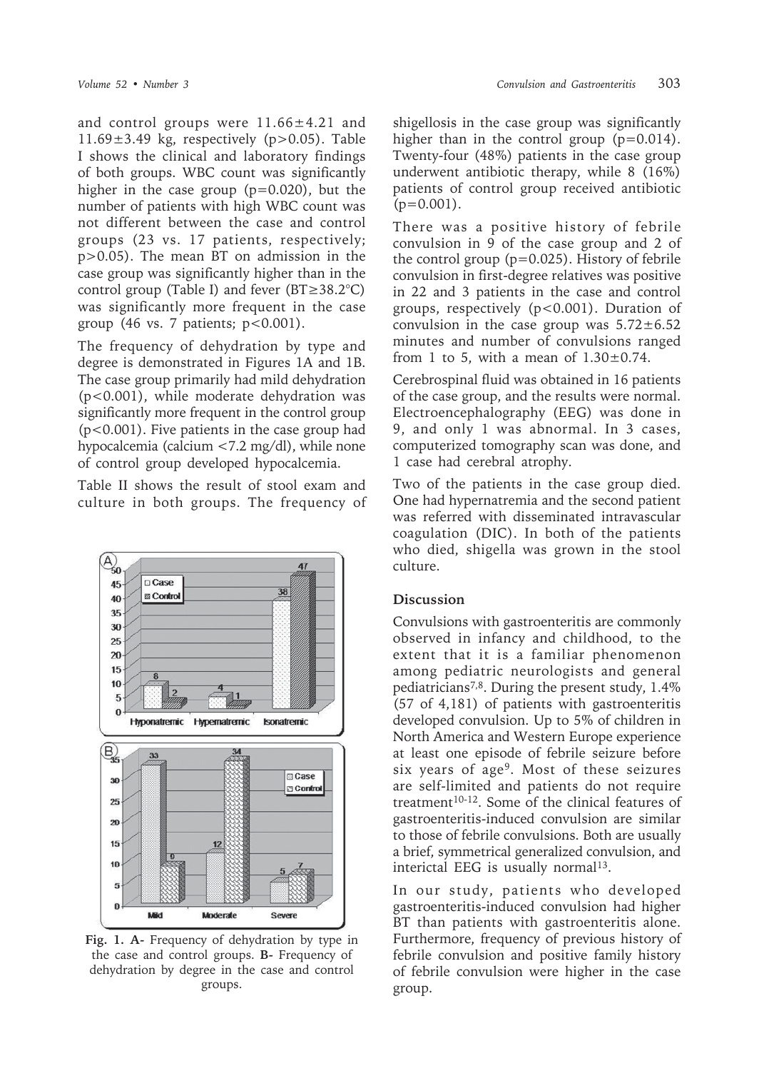and control groups were 11.66±4.21 and 11.69±3.49 kg, respectively ($p>0.05$). Table I shows the clinical and laboratory findings of both groups. WBC count was significantly higher in the case group ($p=0.020$), but the number of patients with high WBC count was not different between the case and control groups (23 vs. 17 patients, respectively; $p>0.05$). The mean BT on admission in the case group was significantly higher than in the control group (Table I) and fever (BT≥38.2°C) was significantly more frequent in the case group (46 vs. 7 patients; $p<0.001$).

The frequency of dehydration by type and degree is demonstrated in Figures 1A and 1B. The case group primarily had mild dehydration ($p<0.001$), while moderate dehydration was significantly more frequent in the control group ($p<0.001$). Five patients in the case group had hypocalcemia (calcium <7.2 mg/dl), while none of control group developed hypocalcemia.

Table II shows the result of stool exam and culture in both groups. The frequency of shigellosis in the case group was significantly higher than in the control group ($p=0.014$). Twenty-four (48%) patients in the case group underwent antibiotic therapy, while 8 (16%) patients of control group received antibiotic ($p=0.001$).

There was a positive history of febrile convulsion in 9 of the case group and 2 of the control group ($p=0.025$). History of febrile convulsion in first-degree relatives was positive in 22 and 3 patients in the case and control groups, respectively ($p<0.001$). Duration of convulsion in the case group was 5.72±6.52 minutes and number of convulsions ranged from 1 to 5, with a mean of 1.30±0.74.

Cerebrospinal fluid was obtained in 16 patients of the case group, and the results were normal. Electroencephalography (EEG) was done in 9, and only 1 was abnormal. In 3 cases, computerized tomography scan was done, and 1 case had cerebral atrophy.

Two of the patients in the case group died. One had hypernatremia and the second patient was referred with disseminated intravascular coagulation (DIC). In both of the patients who died, shigella was grown in the stool culture.

**Fig. 1. A-** Frequency of dehydration by type in the case and control groups. **B-** Frequency of dehydration by degree in the case and control groups.

## Discussion

Convulsions with gastroenteritis are commonly observed in infancy and childhood, to the extent that it is a familiar phenomenon among pediatric neurologists and general pediatricians[7,8]. During the present study, 1.4% (57 of 4,181) of patients with gastroenteritis developed convulsion. Up to 5% of children in North America and Western Europe experience at least one episode of febrile seizure before six years of age[9]. Most of these seizures are self-limited and patients do not require treatment[10-12]. Some of the clinical features of gastroenteritis-induced convulsion are similar to those of febrile convulsions. Both are usually a brief, symmetrical generalized convulsion, and interictal EEG is usually normal[13].

In our study, patients who developed gastroenteritis-induced convulsion had higher BT than patients with gastroenteritis alone. Furthermore, frequency of previous history of febrile convulsion and positive family history of febrile convulsion were higher in the case group.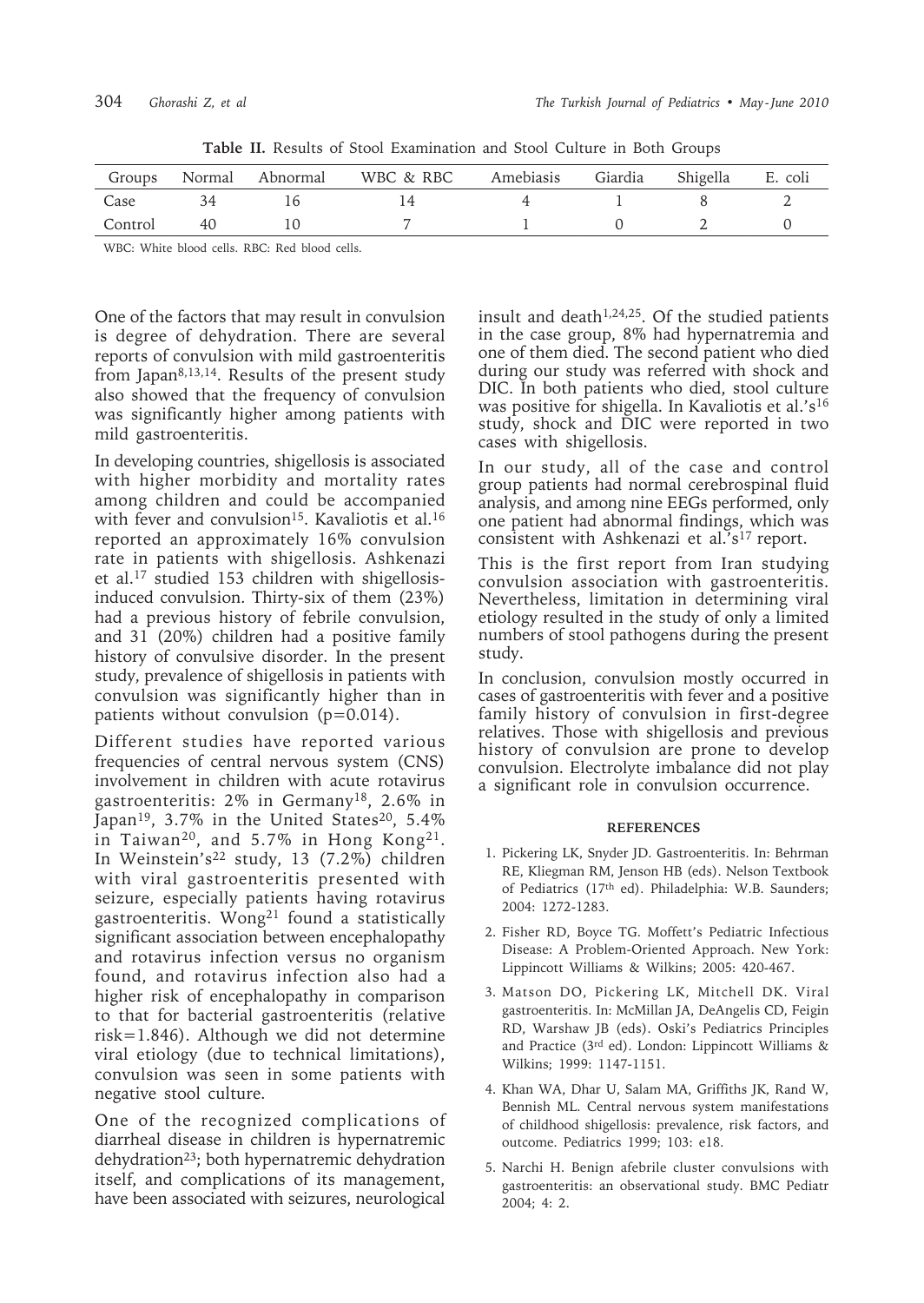**Table II.** Results of Stool Examination and Stool Culture in Both Groups

| Groups | Normal | Abnormal | WBC & RBC | Amebiasis | Giardia | Shigella | E. coli |
|---|---|---|---|---|---|---|---|
| Case | 34 | 16 | 14 | 4 | 1 | 8 | 2 |
| Control | 40 | 10 | 7 | 1 | 0 | 2 | 0 |

WBC: White blood cells. RBC: Red blood cells.

One of the factors that may result in convulsion is degree of dehydration. There are several reports of convulsion with mild gastroenteritis from Japan[8,13,14]. Results of the present study also showed that the frequency of convulsion was significantly higher among patients with mild gastroenteritis.

In developing countries, shigellosis is associated with higher morbidity and mortality rates among children and could be accompanied with fever and convulsion[15]. Kavaliotis et al.[16] reported an approximately 16% convulsion rate in patients with shigellosis. Ashkenazi et al.[17] studied 153 children with shigellosis-induced convulsion. Thirty-six of them (23%) had a previous history of febrile convulsion, and 31 (20%) children had a positive family history of convulsive disorder. In the present study, prevalence of shigellosis in patients with convulsion was significantly higher than in patients without convulsion (p=0.014).

Different studies have reported various frequencies of central nervous system (CNS) involvement in children with acute rotavirus gastroenteritis: 2% in Germany[18], 2.6% in Japan[19], 3.7% in the United States[20], 5.4% in Taiwan[20], and 5.7% in Hong Kong[21]. In Weinstein's[22] study, 13 (7.2%) children with viral gastroenteritis presented with seizure, especially patients having rotavirus gastroenteritis. Wong[21] found a statistically significant association between encephalopathy and rotavirus infection versus no organism found, and rotavirus infection also had a higher risk of encephalopathy in comparison to that for bacterial gastroenteritis (relative risk=1.846). Although we did not determine viral etiology (due to technical limitations), convulsion was seen in some patients with negative stool culture.

One of the recognized complications of diarrheal disease in children is hypernatremic dehydration[23]; both hypernatremic dehydration itself, and complications of its management, have been associated with seizures, neurological insult and death[1,24,25]. Of the studied patients in the case group, 8% had hypernatremia and one of them died. The second patient who died during our study was referred with shock and DIC. In both patients who died, stool culture was positive for shigella. In Kavaliotis et al.'s[16] study, shock and DIC were reported in two cases with shigellosis.

In our study, all of the case and control group patients had normal cerebrospinal fluid analysis, and among nine EEGs performed, only one patient had abnormal findings, which was consistent with Ashkenazi et al.'s[17] report.

This is the first report from Iran studying convulsion association with gastroenteritis. Nevertheless, limitation in determining viral etiology resulted in the study of only a limited numbers of stool pathogens during the present study.

In conclusion, convulsion mostly occurred in cases of gastroenteritis with fever and a positive family history of convulsion in first-degree relatives. Those with shigellosis and previous history of convulsion are prone to develop convulsion. Electrolyte imbalance did not play a significant role in convulsion occurrence.

## REFERENCES

1. Pickering LK, Snyder JD. Gastroenteritis. In: Behrman RE, Kliegman RM, Jenson HB (eds). Nelson Textbook of Pediatrics (17th ed). Philadelphia: W.B. Saunders; 2004: 1272-1283.
2. Fisher RD, Boyce TG. Moffett's Pediatric Infectious Disease: A Problem-Oriented Approach. New York: Lippincott Williams & Wilkins; 2005: 420-467.
3. Matson DO, Pickering LK, Mitchell DK. Viral gastroenteritis. In: McMillan JA, DeAngelis CD, Feigin RD, Warshaw JB (eds). Oski's Pediatrics Principles and Practice (3rd ed). London: Lippincott Williams & Wilkins; 1999: 1147-1151.
4. Khan WA, Dhar U, Salam MA, Griffiths JK, Rand W, Bennish ML. Central nervous system manifestations of childhood shigellosis: prevalence, risk factors, and outcome. Pediatrics 1999; 103: e18.
5. Narchi H. Benign afebrile cluster convulsions with gastroenteritis: an observational study. BMC Pediatr 2004; 4: 2.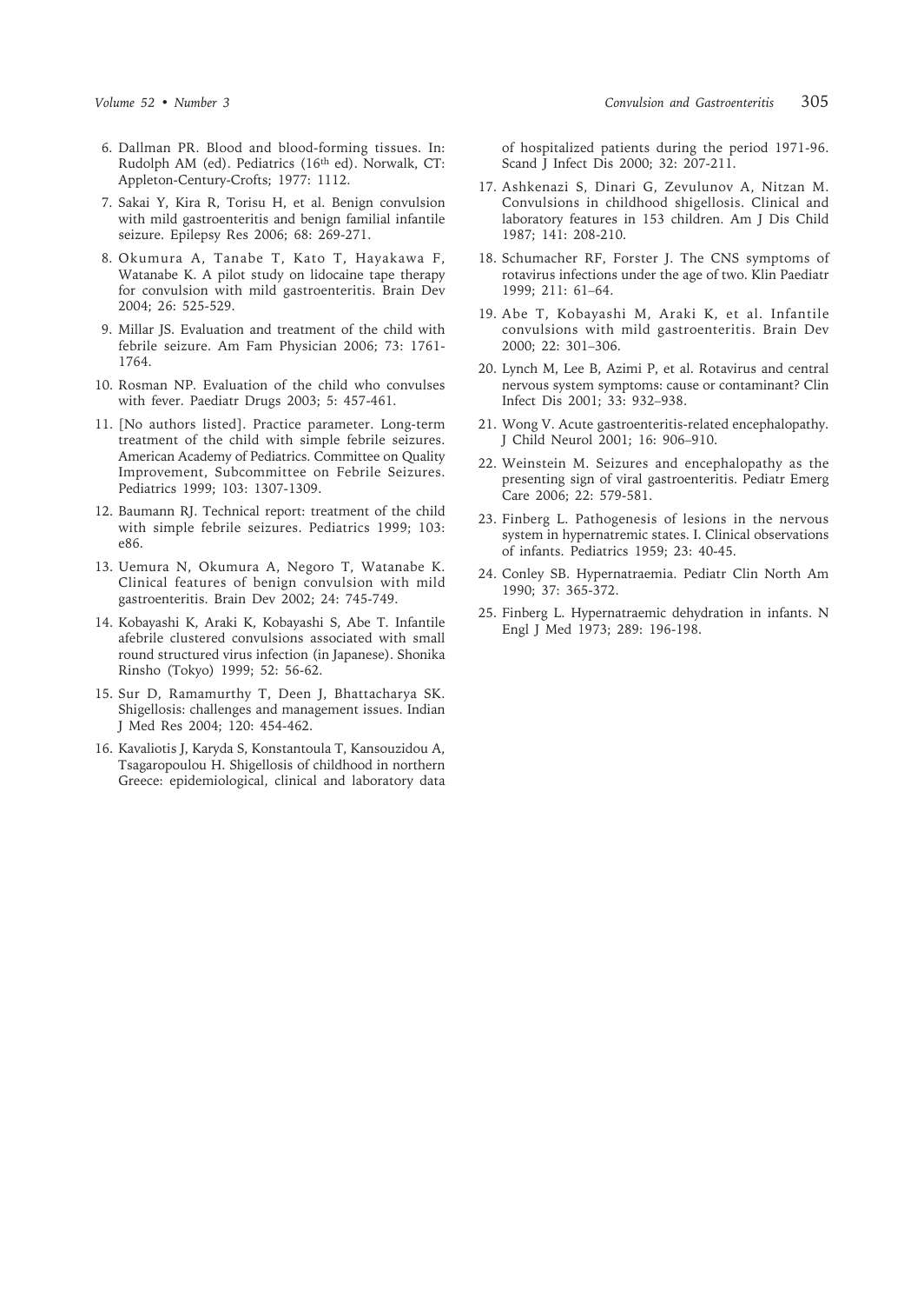6. Dallman PR. Blood and blood-forming tissues. In: Rudolph AM (ed). Pediatrics (16th ed). Norwalk, CT: Appleton-Century-Crofts; 1977: 1112.
7. Sakai Y, Kira R, Torisu H, et al. Benign convulsion with mild gastroenteritis and benign familial infantile seizure. Epilepsy Res 2006; 68: 269-271.
8. Okumura A, Tanabe T, Kato T, Hayakawa F, Watanabe K. A pilot study on lidocaine tape therapy for convulsion with mild gastroenteritis. Brain Dev 2004; 26: 525-529.
9. Millar JS. Evaluation and treatment of the child with febrile seizure. Am Fam Physician 2006; 73: 1761-1764.
10. Rosman NP. Evaluation of the child who convulses with fever. Paediatr Drugs 2003; 5: 457-461.
11. [No authors listed]. Practice parameter. Long-term treatment of the child with simple febrile seizures. American Academy of Pediatrics. Committee on Quality Improvement, Subcommittee on Febrile Seizures. Pediatrics 1999; 103: 1307-1309.
12. Baumann RJ. Technical report: treatment of the child with simple febrile seizures. Pediatrics 1999; 103: e86.
13. Uemura N, Okumura A, Negoro T, Watanabe K. Clinical features of benign convulsion with mild gastroenteritis. Brain Dev 2002; 24: 745-749.
14. Kobayashi K, Araki K, Kobayashi S, Abe T. Infantile afebrile clustered convulsions associated with small round structured virus infection (in Japanese). Shonika Rinsho (Tokyo) 1999; 52: 56-62.
15. Sur D, Ramamurthy T, Deen J, Bhattacharya SK. Shigellosis: challenges and management issues. Indian J Med Res 2004; 120: 454-462.
16. Kavaliotis J, Karyda S, Konstantoula T, Kansouzidou A, Tsagaropoulou H. Shigellosis of childhood in northern Greece: epidemiological, clinical and laboratory data of hospitalized patients during the period 1971-96. Scand J Infect Dis 2000; 32: 207-211.
17. Ashkenazi S, Dinari G, Zevulunov A, Nitzan M. Convulsions in childhood shigellosis. Clinical and laboratory features in 153 children. Am J Dis Child 1987; 141: 208-210.
18. Schumacher RF, Forster J. The CNS symptoms of rotavirus infections under the age of two. Klin Paediatr 1999; 211: 61–64.
19. Abe T, Kobayashi M, Araki K, et al. Infantile convulsions with mild gastroenteritis. Brain Dev 2000; 22: 301–306.
20. Lynch M, Lee B, Azimi P, et al. Rotavirus and central nervous system symptoms: cause or contaminant? Clin Infect Dis 2001; 33: 932–938.
21. Wong V. Acute gastroenteritis-related encephalopathy. J Child Neurol 2001; 16: 906–910.
22. Weinstein M. Seizures and encephalopathy as the presenting sign of viral gastroenteritis. Pediatr Emerg Care 2006; 22: 579-581.
23. Finberg L. Pathogenesis of lesions in the nervous system in hypernatremic states. I. Clinical observations of infants. Pediatrics 1959; 23: 40-45.
24. Conley SB. Hypernatraemia. Pediatr Clin North Am 1990; 37: 365-372.
25. Finberg L. Hypernatraemic dehydration in infants. N Engl J Med 1973; 289: 196-198.